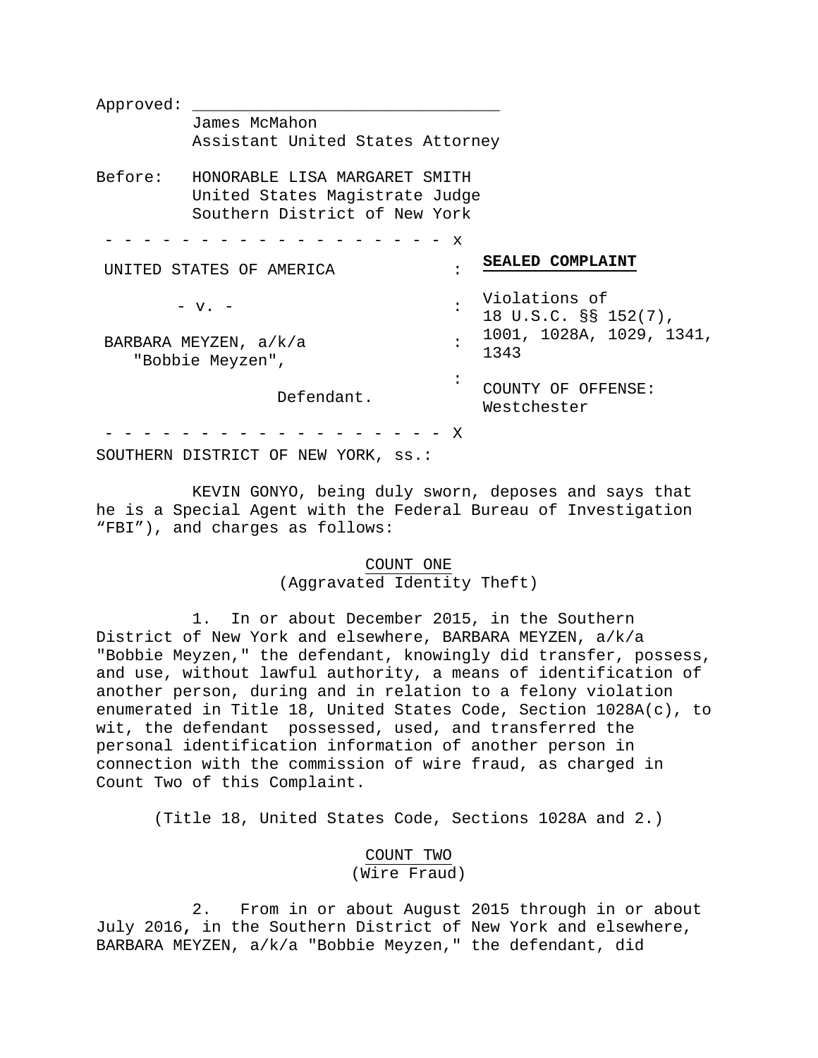Approved: ______________________________
James McMahon
Assistant United States Attorney

Before: HONORABLE LISA MARGARET SMITH
United States Magistrate Judge
Southern District of New York

| - - - - - - - - - - - - - - - - - - - x | |
|---|---|
| UNITED STATES OF AMERICA : | **SEALED COMPLAINT** |
| - v. - : | Violations of 18 U.S.C. §§ 152(7), 1001, 1028A, 1029, 1341, 1343 |
| BARBARA MEYZEN, a/k/a "Bobbie Meyzen", : | |
| Defendant. : | COUNTY OF OFFENSE: Westchester |
| - - - - - - - - - - - - - - - - - - - X | |

SOUTHERN DISTRICT OF NEW YORK, ss.:

KEVIN GONYO, being duly sworn, deposes and says that he is a Special Agent with the Federal Bureau of Investigation “FBI”), and charges as follows:

COUNT ONE
(Aggravated Identity Theft)

1. In or about December 2015, in the Southern District of New York and elsewhere, BARBARA MEYZEN, a/k/a "Bobbie Meyzen," the defendant, knowingly did transfer, possess, and use, without lawful authority, a means of identification of another person, during and in relation to a felony violation enumerated in Title 18, United States Code, Section 1028A(c), to wit, the defendant possessed, used, and transferred the personal identification information of another person in connection with the commission of wire fraud, as charged in Count Two of this Complaint.

(Title 18, United States Code, Sections 1028A and 2.)

COUNT TWO
(Wire Fraud)

2. From in or about August 2015 through in or about July 2016, in the Southern District of New York and elsewhere, BARBARA MEYZEN, a/k/a "Bobbie Meyzen," the defendant, did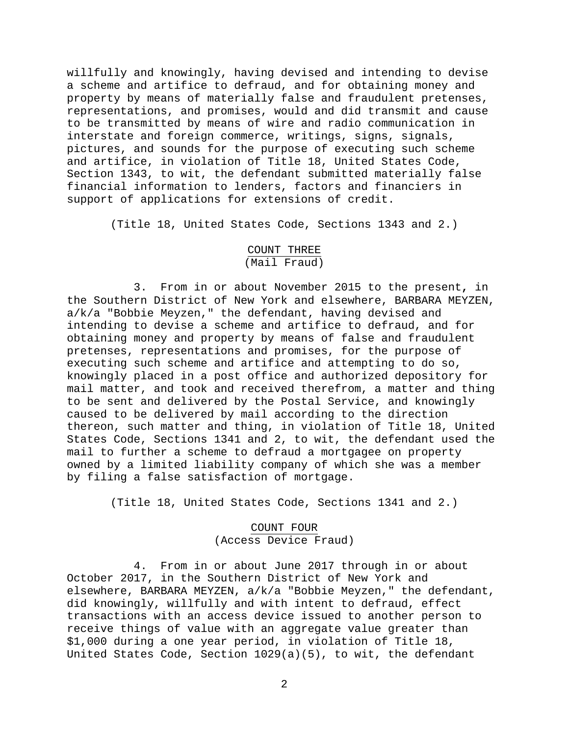willfully and knowingly, having devised and intending to devise a scheme and artifice to defraud, and for obtaining money and property by means of materially false and fraudulent pretenses, representations, and promises, would and did transmit and cause to be transmitted by means of wire and radio communication in interstate and foreign commerce, writings, signs, signals, pictures, and sounds for the purpose of executing such scheme and artifice, in violation of Title 18, United States Code, Section 1343, to wit, the defendant submitted materially false financial information to lenders, factors and financiers in support of applications for extensions of credit.

(Title 18, United States Code, Sections 1343 and 2.)

## COUNT THREE
(Mail Fraud)

3. From in or about November 2015 to the present, in the Southern District of New York and elsewhere, BARBARA MEYZEN, a/k/a "Bobbie Meyzen," the defendant, having devised and intending to devise a scheme and artifice to defraud, and for obtaining money and property by means of false and fraudulent pretenses, representations and promises, for the purpose of executing such scheme and artifice and attempting to do so, knowingly placed in a post office and authorized depository for mail matter, and took and received therefrom, a matter and thing to be sent and delivered by the Postal Service, and knowingly caused to be delivered by mail according to the direction thereon, such matter and thing, in violation of Title 18, United States Code, Sections 1341 and 2, to wit, the defendant used the mail to further a scheme to defraud a mortgagee on property owned by a limited liability company of which she was a member by filing a false satisfaction of mortgage.

(Title 18, United States Code, Sections 1341 and 2.)

## COUNT FOUR
(Access Device Fraud)

4. From in or about June 2017 through in or about October 2017, in the Southern District of New York and elsewhere, BARBARA MEYZEN, a/k/a "Bobbie Meyzen," the defendant, did knowingly, willfully and with intent to defraud, effect transactions with an access device issued to another person to receive things of value with an aggregate value greater than $1,000 during a one year period, in violation of Title 18, United States Code, Section 1029(a)(5), to wit, the defendant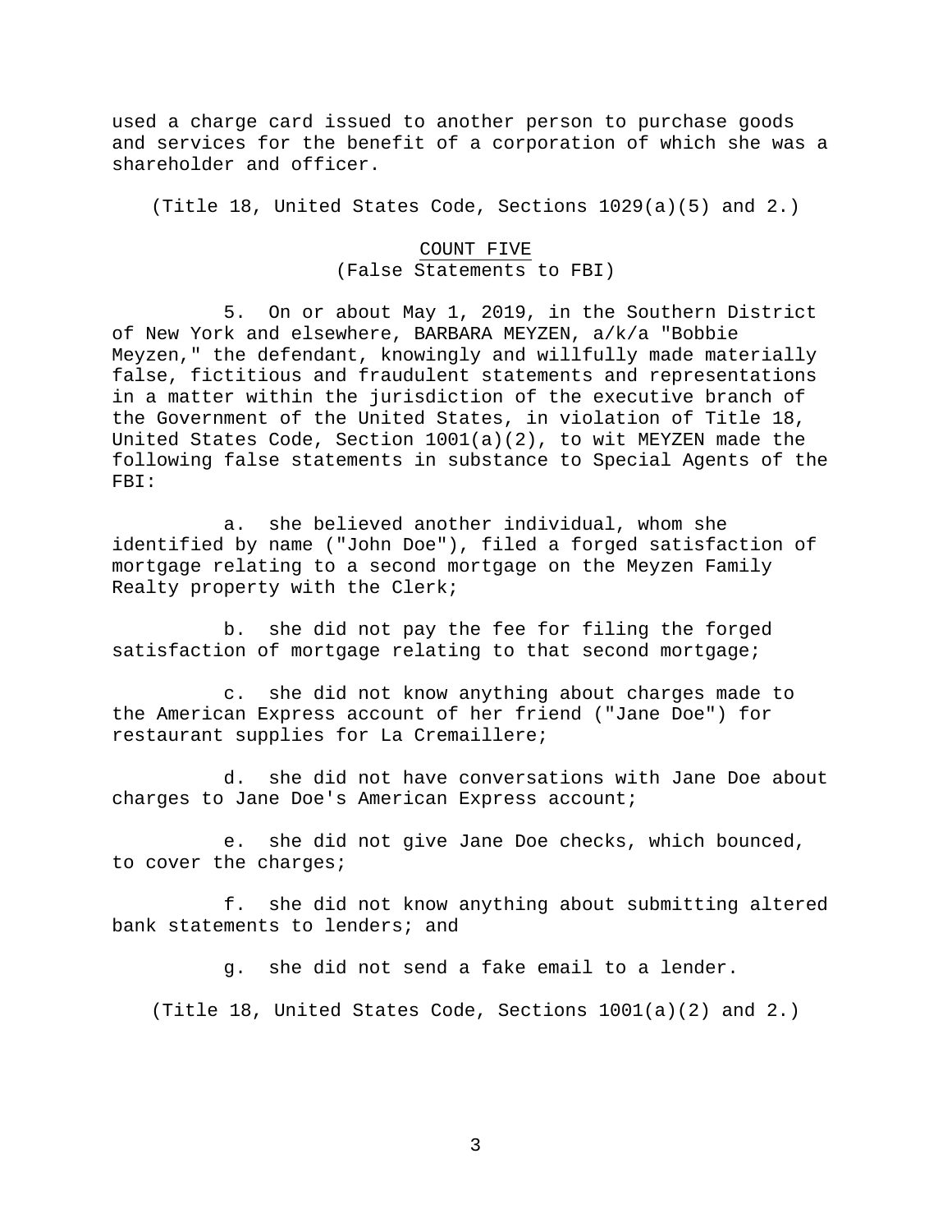used a charge card issued to another person to purchase goods and services for the benefit of a corporation of which she was a shareholder and officer.

(Title 18, United States Code, Sections 1029(a)(5) and 2.)

## COUNT FIVE
(False Statements to FBI)

5. On or about May 1, 2019, in the Southern District of New York and elsewhere, BARBARA MEYZEN, a/k/a "Bobbie Meyzen," the defendant, knowingly and willfully made materially false, fictitious and fraudulent statements and representations in a matter within the jurisdiction of the executive branch of the Government of the United States, in violation of Title 18, United States Code, Section 1001(a)(2), to wit MEYZEN made the following false statements in substance to Special Agents of the FBI:

a. she believed another individual, whom she identified by name ("John Doe"), filed a forged satisfaction of mortgage relating to a second mortgage on the Meyzen Family Realty property with the Clerk;

b. she did not pay the fee for filing the forged satisfaction of mortgage relating to that second mortgage;

c. she did not know anything about charges made to the American Express account of her friend ("Jane Doe") for restaurant supplies for La Cremaillere;

d. she did not have conversations with Jane Doe about charges to Jane Doe's American Express account;

e. she did not give Jane Doe checks, which bounced, to cover the charges;

f. she did not know anything about submitting altered bank statements to lenders; and

g. she did not send a fake email to a lender.

(Title 18, United States Code, Sections 1001(a)(2) and 2.)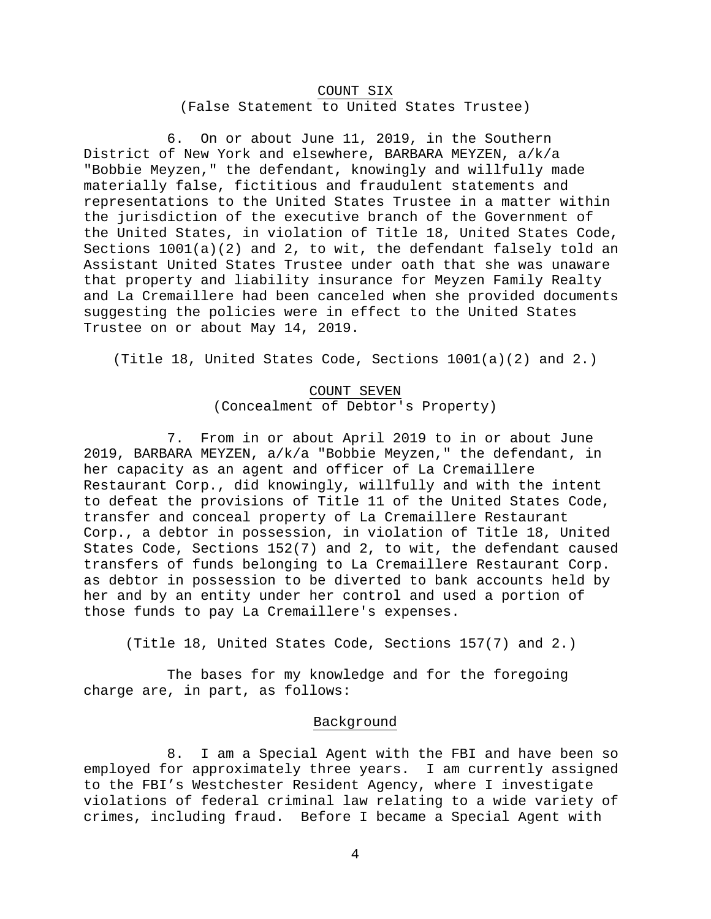## COUNT SIX

(False Statement to United States Trustee)

6. On or about June 11, 2019, in the Southern District of New York and elsewhere, BARBARA MEYZEN, a/k/a "Bobbie Meyzen," the defendant, knowingly and willfully made materially false, fictitious and fraudulent statements and representations to the United States Trustee in a matter within the jurisdiction of the executive branch of the Government of the United States, in violation of Title 18, United States Code, Sections 1001(a)(2) and 2, to wit, the defendant falsely told an Assistant United States Trustee under oath that she was unaware that property and liability insurance for Meyzen Family Realty and La Cremaillere had been canceled when she provided documents suggesting the policies were in effect to the United States Trustee on or about May 14, 2019.

(Title 18, United States Code, Sections 1001(a)(2) and 2.)

## COUNT SEVEN

(Concealment of Debtor's Property)

7. From in or about April 2019 to in or about June 2019, BARBARA MEYZEN, a/k/a "Bobbie Meyzen," the defendant, in her capacity as an agent and officer of La Cremaillere Restaurant Corp., did knowingly, willfully and with the intent to defeat the provisions of Title 11 of the United States Code, transfer and conceal property of La Cremaillere Restaurant Corp., a debtor in possession, in violation of Title 18, United States Code, Sections 152(7) and 2, to wit, the defendant caused transfers of funds belonging to La Cremaillere Restaurant Corp. as debtor in possession to be diverted to bank accounts held by her and by an entity under her control and used a portion of those funds to pay La Cremaillere's expenses.

(Title 18, United States Code, Sections 157(7) and 2.)

The bases for my knowledge and for the foregoing charge are, in part, as follows:

## Background

8. I am a Special Agent with the FBI and have been so employed for approximately three years. I am currently assigned to the FBI's Westchester Resident Agency, where I investigate violations of federal criminal law relating to a wide variety of crimes, including fraud. Before I became a Special Agent with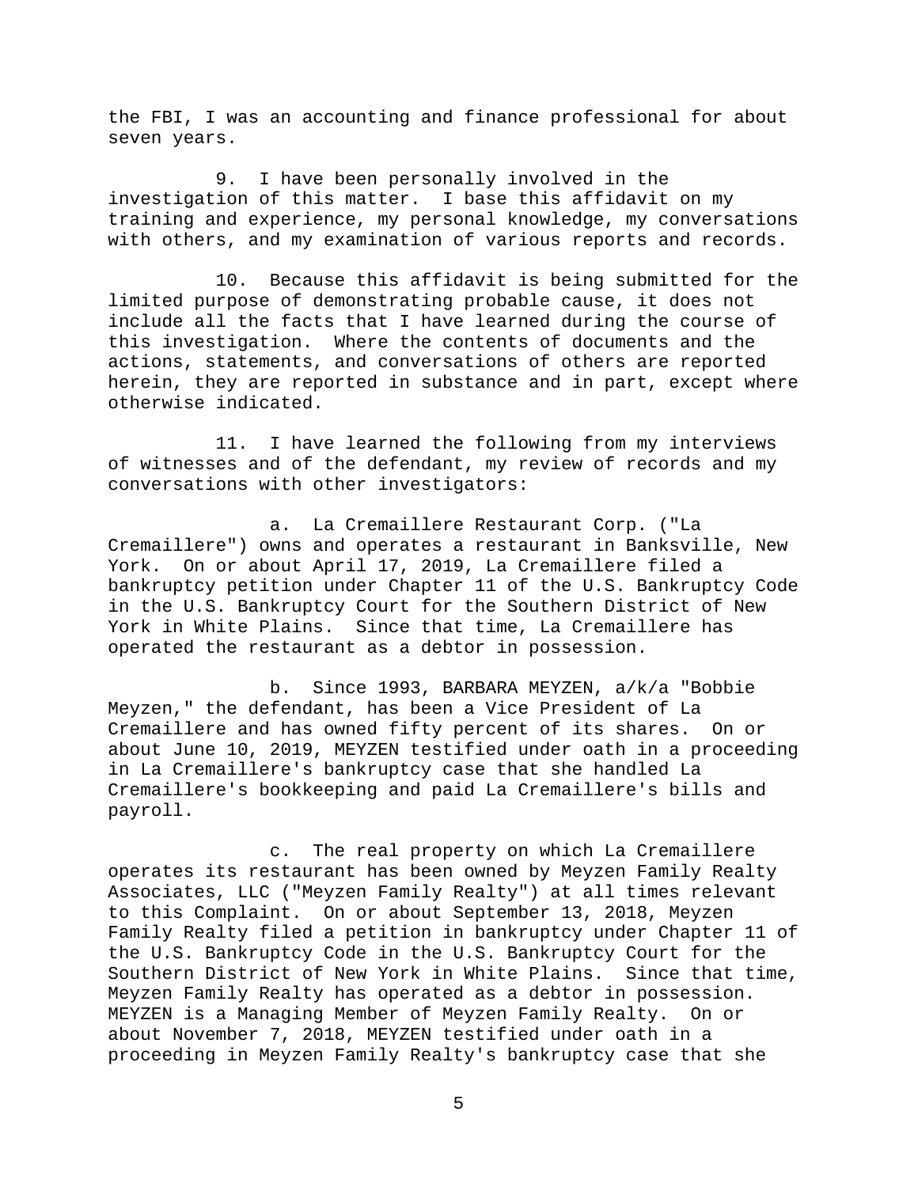the FBI, I was an accounting and finance professional for about seven years.

9. I have been personally involved in the investigation of this matter. I base this affidavit on my training and experience, my personal knowledge, my conversations with others, and my examination of various reports and records.

10. Because this affidavit is being submitted for the limited purpose of demonstrating probable cause, it does not include all the facts that I have learned during the course of this investigation. Where the contents of documents and the actions, statements, and conversations of others are reported herein, they are reported in substance and in part, except where otherwise indicated.

11. I have learned the following from my interviews of witnesses and of the defendant, my review of records and my conversations with other investigators:

a. La Cremaillere Restaurant Corp. ("La Cremaillere") owns and operates a restaurant in Banksville, New York. On or about April 17, 2019, La Cremaillere filed a bankruptcy petition under Chapter 11 of the U.S. Bankruptcy Code in the U.S. Bankruptcy Court for the Southern District of New York in White Plains. Since that time, La Cremaillere has operated the restaurant as a debtor in possession.

b. Since 1993, BARBARA MEYZEN, a/k/a "Bobbie Meyzen," the defendant, has been a Vice President of La Cremaillere and has owned fifty percent of its shares. On or about June 10, 2019, MEYZEN testified under oath in a proceeding in La Cremaillere's bankruptcy case that she handled La Cremaillere's bookkeeping and paid La Cremaillere's bills and payroll.

c. The real property on which La Cremaillere operates its restaurant has been owned by Meyzen Family Realty Associates, LLC ("Meyzen Family Realty") at all times relevant to this Complaint. On or about September 13, 2018, Meyzen Family Realty filed a petition in bankruptcy under Chapter 11 of the U.S. Bankruptcy Code in the U.S. Bankruptcy Court for the Southern District of New York in White Plains. Since that time, Meyzen Family Realty has operated as a debtor in possession. MEYZEN is a Managing Member of Meyzen Family Realty. On or about November 7, 2018, MEYZEN testified under oath in a proceeding in Meyzen Family Realty's bankruptcy case that she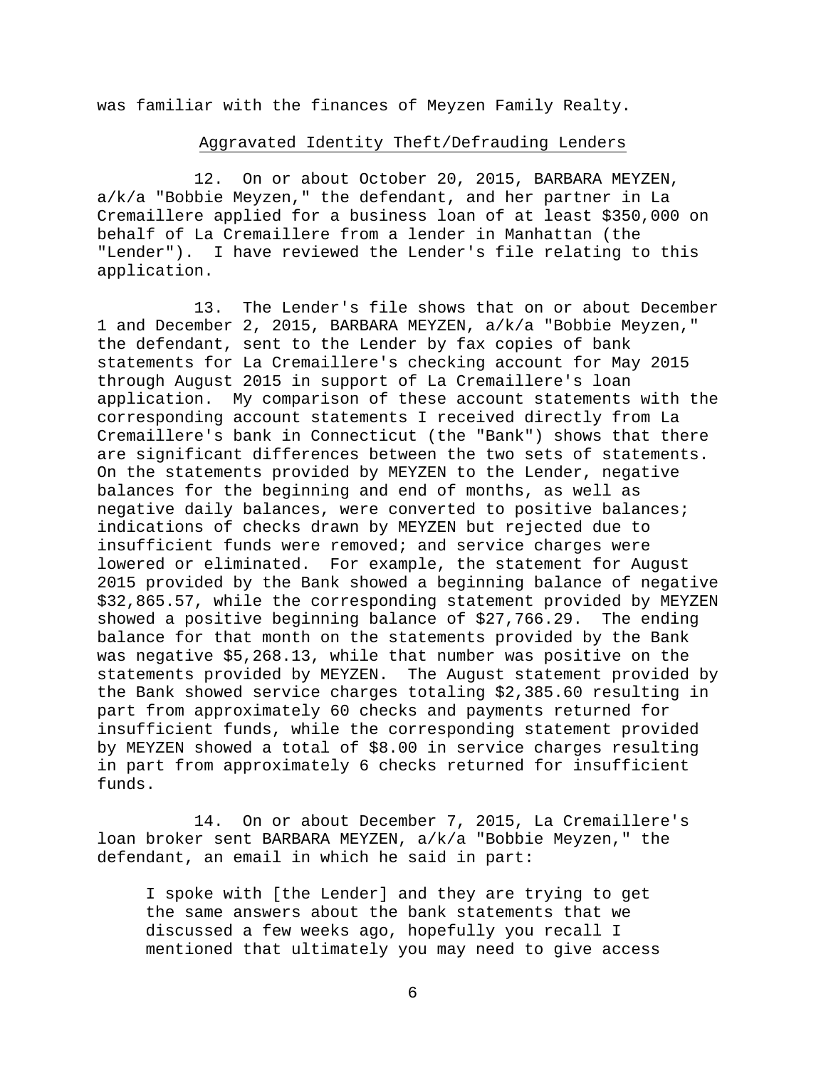was familiar with the finances of Meyzen Family Realty.

## Aggravated Identity Theft/Defrauding Lenders

12. On or about October 20, 2015, BARBARA MEYZEN, a/k/a "Bobbie Meyzen," the defendant, and her partner in La Cremaillere applied for a business loan of at least $350,000 on behalf of La Cremaillere from a lender in Manhattan (the "Lender"). I have reviewed the Lender's file relating to this application.

13. The Lender's file shows that on or about December 1 and December 2, 2015, BARBARA MEYZEN, a/k/a "Bobbie Meyzen," the defendant, sent to the Lender by fax copies of bank statements for La Cremaillere's checking account for May 2015 through August 2015 in support of La Cremaillere's loan application. My comparison of these account statements with the corresponding account statements I received directly from La Cremaillere's bank in Connecticut (the "Bank") shows that there are significant differences between the two sets of statements. On the statements provided by MEYZEN to the Lender, negative balances for the beginning and end of months, as well as negative daily balances, were converted to positive balances; indications of checks drawn by MEYZEN but rejected due to insufficient funds were removed; and service charges were lowered or eliminated. For example, the statement for August 2015 provided by the Bank showed a beginning balance of negative $32,865.57, while the corresponding statement provided by MEYZEN showed a positive beginning balance of $27,766.29. The ending balance for that month on the statements provided by the Bank was negative $5,268.13, while that number was positive on the statements provided by MEYZEN. The August statement provided by the Bank showed service charges totaling $2,385.60 resulting in part from approximately 60 checks and payments returned for insufficient funds, while the corresponding statement provided by MEYZEN showed a total of $8.00 in service charges resulting in part from approximately 6 checks returned for insufficient funds.

14. On or about December 7, 2015, La Cremaillere's loan broker sent BARBARA MEYZEN, a/k/a "Bobbie Meyzen," the defendant, an email in which he said in part:

> I spoke with [the Lender] and they are trying to get the same answers about the bank statements that we discussed a few weeks ago, hopefully you recall I mentioned that ultimately you may need to give access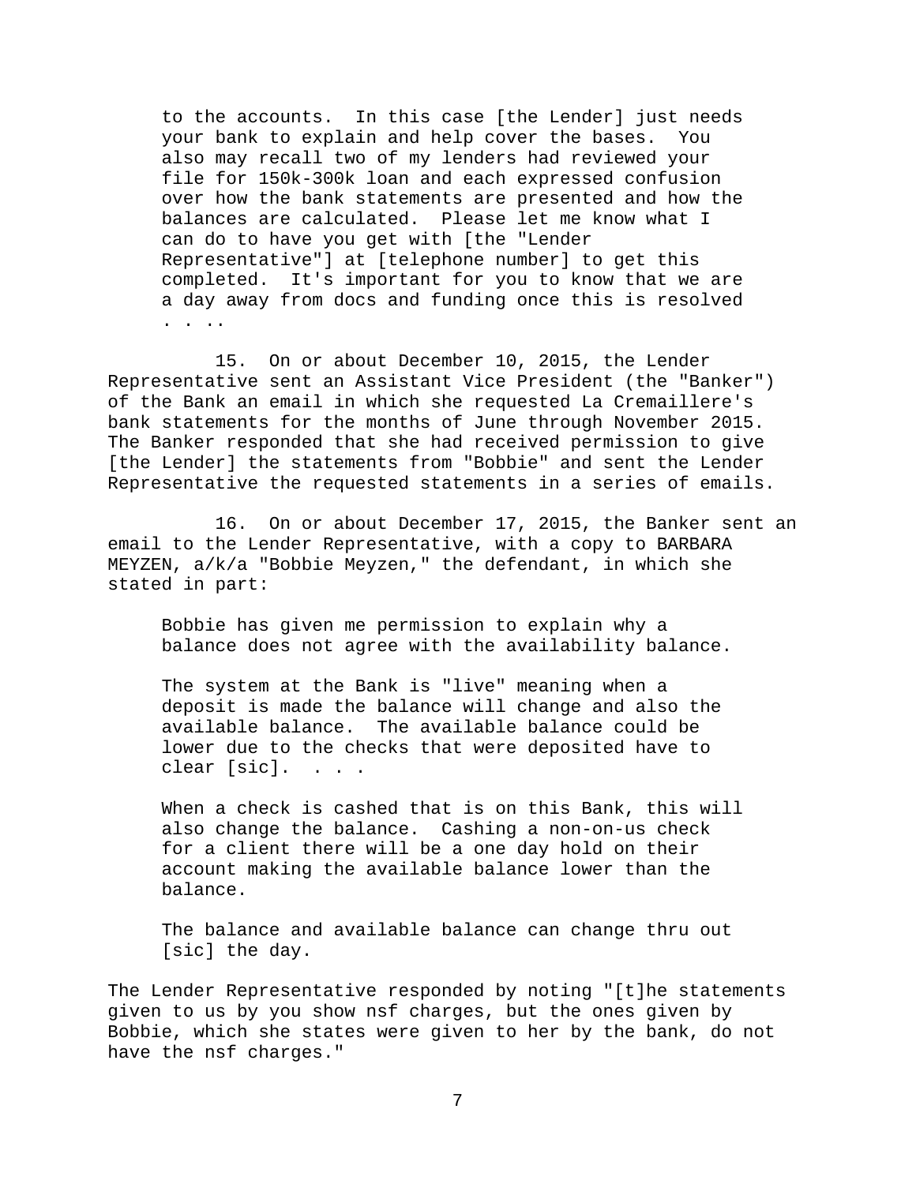> to the accounts. In this case [the Lender] just needs your bank to explain and help cover the bases. You also may recall two of my lenders had reviewed your file for 150k-300k loan and each expressed confusion over how the bank statements are presented and how the balances are calculated. Please let me know what I can do to have you get with [the "Lender Representative"] at [telephone number] to get this completed. It's important for you to know that we are a day away from docs and funding once this is resolved . . ..

15. On or about December 10, 2015, the Lender Representative sent an Assistant Vice President (the "Banker") of the Bank an email in which she requested La Cremaillere's bank statements for the months of June through November 2015. The Banker responded that she had received permission to give [the Lender] the statements from "Bobbie" and sent the Lender Representative the requested statements in a series of emails.

16. On or about December 17, 2015, the Banker sent an email to the Lender Representative, with a copy to BARBARA MEYZEN, a/k/a "Bobbie Meyzen," the defendant, in which she stated in part:

> Bobbie has given me permission to explain why a balance does not agree with the availability balance.
>
> The system at the Bank is "live" meaning when a deposit is made the balance will change and also the available balance. The available balance could be lower due to the checks that were deposited have to clear [sic]. . . .
>
> When a check is cashed that is on this Bank, this will also change the balance. Cashing a non-on-us check for a client there will be a one day hold on their account making the available balance lower than the balance.
>
> The balance and available balance can change thru out [sic] the day.

The Lender Representative responded by noting "[t]he statements given to us by you show nsf charges, but the ones given by Bobbie, which she states were given to her by the bank, do not have the nsf charges."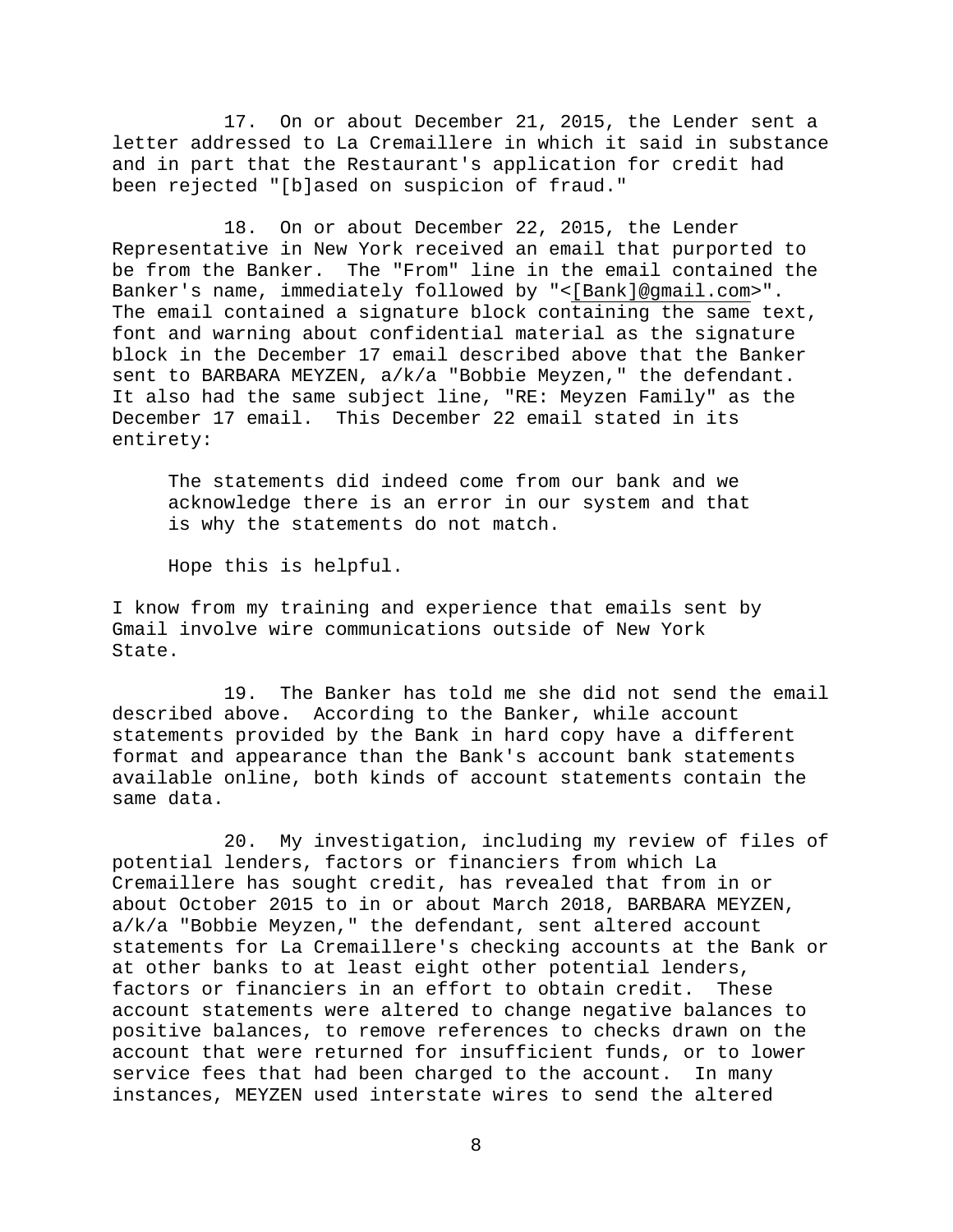17. On or about December 21, 2015, the Lender sent a letter addressed to La Cremaillere in which it said in substance and in part that the Restaurant's application for credit had been rejected "[b]ased on suspicion of fraud."

18. On or about December 22, 2015, the Lender Representative in New York received an email that purported to be from the Banker. The "From" line in the email contained the Banker's name, immediately followed by "<[Bank]@gmail.com>". The email contained a signature block containing the same text, font and warning about confidential material as the signature block in the December 17 email described above that the Banker sent to BARBARA MEYZEN, a/k/a "Bobbie Meyzen," the defendant. It also had the same subject line, "RE: Meyzen Family" as the December 17 email. This December 22 email stated in its entirety:

> The statements did indeed come from our bank and we acknowledge there is an error in our system and that is why the statements do not match.
>
> Hope this is helpful.

I know from my training and experience that emails sent by Gmail involve wire communications outside of New York State.

19. The Banker has told me she did not send the email described above. According to the Banker, while account statements provided by the Bank in hard copy have a different format and appearance than the Bank's account bank statements available online, both kinds of account statements contain the same data.

20. My investigation, including my review of files of potential lenders, factors or financiers from which La Cremaillere has sought credit, has revealed that from in or about October 2015 to in or about March 2018, BARBARA MEYZEN, a/k/a "Bobbie Meyzen," the defendant, sent altered account statements for La Cremaillere's checking accounts at the Bank or at other banks to at least eight other potential lenders, factors or financiers in an effort to obtain credit. These account statements were altered to change negative balances to positive balances, to remove references to checks drawn on the account that were returned for insufficient funds, or to lower service fees that had been charged to the account. In many instances, MEYZEN used interstate wires to send the altered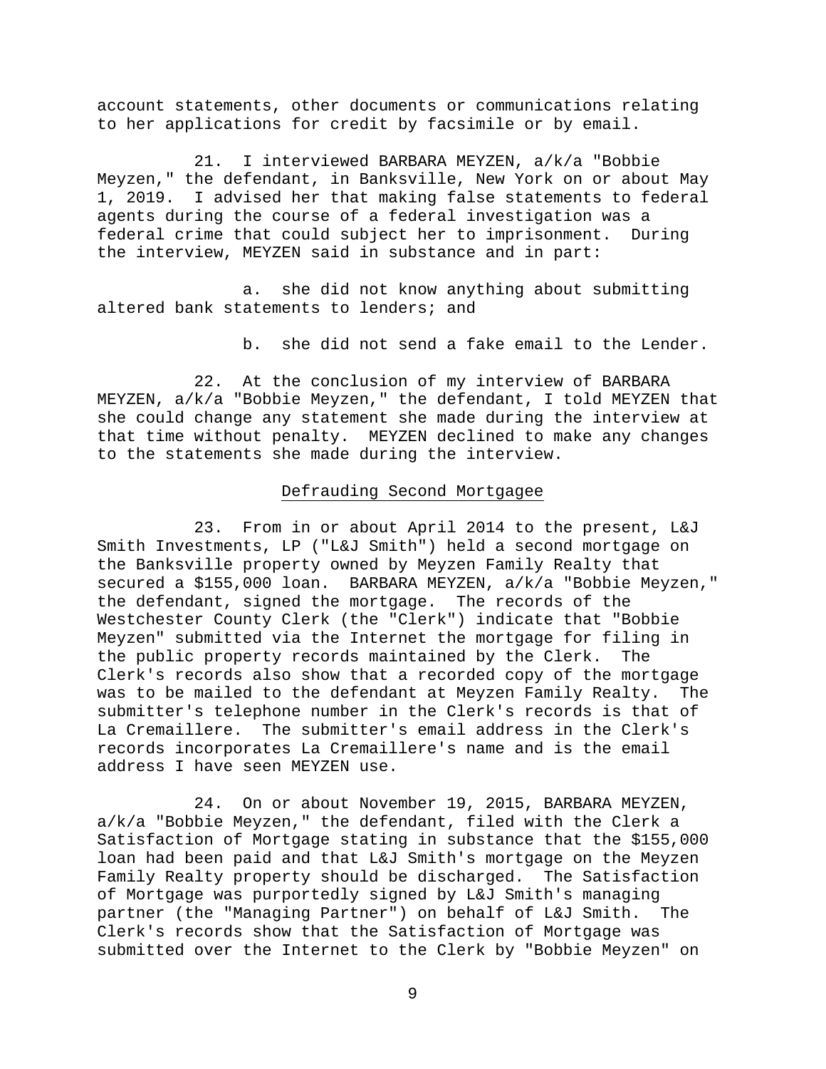account statements, other documents or communications relating to her applications for credit by facsimile or by email.

21. I interviewed BARBARA MEYZEN, a/k/a "Bobbie Meyzen," the defendant, in Banksville, New York on or about May 1, 2019. I advised her that making false statements to federal agents during the course of a federal investigation was a federal crime that could subject her to imprisonment. During the interview, MEYZEN said in substance and in part:

a. she did not know anything about submitting altered bank statements to lenders; and

b. she did not send a fake email to the Lender.

22. At the conclusion of my interview of BARBARA MEYZEN, a/k/a "Bobbie Meyzen," the defendant, I told MEYZEN that she could change any statement she made during the interview at that time without penalty. MEYZEN declined to make any changes to the statements she made during the interview.

## Defrauding Second Mortgagee

23. From in or about April 2014 to the present, L&J Smith Investments, LP ("L&J Smith") held a second mortgage on the Banksville property owned by Meyzen Family Realty that secured a $155,000 loan. BARBARA MEYZEN, a/k/a "Bobbie Meyzen," the defendant, signed the mortgage. The records of the Westchester County Clerk (the "Clerk") indicate that "Bobbie Meyzen" submitted via the Internet the mortgage for filing in the public property records maintained by the Clerk. The Clerk's records also show that a recorded copy of the mortgage was to be mailed to the defendant at Meyzen Family Realty. The submitter's telephone number in the Clerk's records is that of La Cremaillere. The submitter's email address in the Clerk's records incorporates La Cremaillere's name and is the email address I have seen MEYZEN use.

24. On or about November 19, 2015, BARBARA MEYZEN, a/k/a "Bobbie Meyzen," the defendant, filed with the Clerk a Satisfaction of Mortgage stating in substance that the $155,000 loan had been paid and that L&J Smith's mortgage on the Meyzen Family Realty property should be discharged. The Satisfaction of Mortgage was purportedly signed by L&J Smith's managing partner (the "Managing Partner") on behalf of L&J Smith. The Clerk's records show that the Satisfaction of Mortgage was submitted over the Internet to the Clerk by "Bobbie Meyzen" on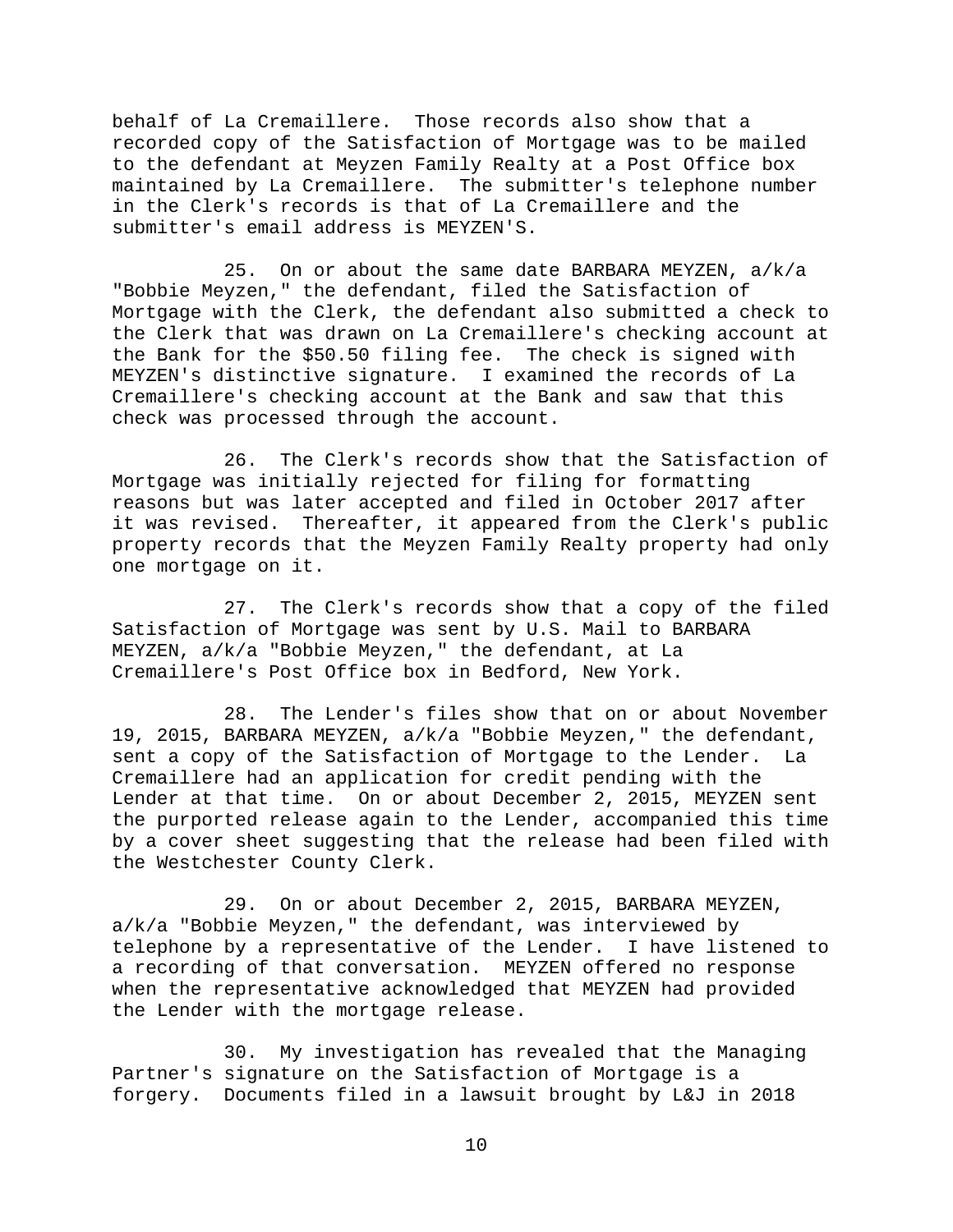behalf of La Cremaillere. Those records also show that a recorded copy of the Satisfaction of Mortgage was to be mailed to the defendant at Meyzen Family Realty at a Post Office box maintained by La Cremaillere. The submitter's telephone number in the Clerk's records is that of La Cremaillere and the submitter's email address is MEYZEN'S.

25. On or about the same date BARBARA MEYZEN, a/k/a "Bobbie Meyzen," the defendant, filed the Satisfaction of Mortgage with the Clerk, the defendant also submitted a check to the Clerk that was drawn on La Cremaillere's checking account at the Bank for the $50.50 filing fee. The check is signed with MEYZEN's distinctive signature. I examined the records of La Cremaillere's checking account at the Bank and saw that this check was processed through the account.

26. The Clerk's records show that the Satisfaction of Mortgage was initially rejected for filing for formatting reasons but was later accepted and filed in October 2017 after it was revised. Thereafter, it appeared from the Clerk's public property records that the Meyzen Family Realty property had only one mortgage on it.

27. The Clerk's records show that a copy of the filed Satisfaction of Mortgage was sent by U.S. Mail to BARBARA MEYZEN, a/k/a "Bobbie Meyzen," the defendant, at La Cremaillere's Post Office box in Bedford, New York.

28. The Lender's files show that on or about November 19, 2015, BARBARA MEYZEN, a/k/a "Bobbie Meyzen," the defendant, sent a copy of the Satisfaction of Mortgage to the Lender. La Cremaillere had an application for credit pending with the Lender at that time. On or about December 2, 2015, MEYZEN sent the purported release again to the Lender, accompanied this time by a cover sheet suggesting that the release had been filed with the Westchester County Clerk.

29. On or about December 2, 2015, BARBARA MEYZEN, a/k/a "Bobbie Meyzen," the defendant, was interviewed by telephone by a representative of the Lender. I have listened to a recording of that conversation. MEYZEN offered no response when the representative acknowledged that MEYZEN had provided the Lender with the mortgage release.

30. My investigation has revealed that the Managing Partner's signature on the Satisfaction of Mortgage is a forgery. Documents filed in a lawsuit brought by L&J in 2018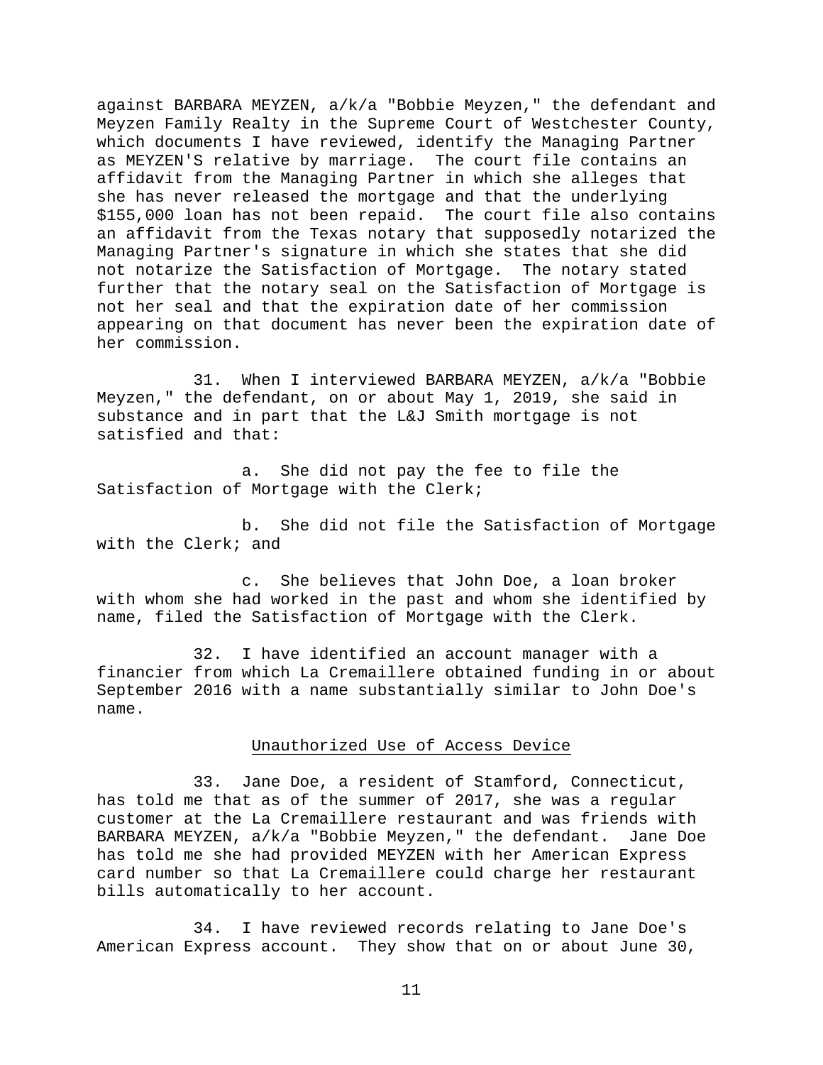against BARBARA MEYZEN, a/k/a "Bobbie Meyzen," the defendant and Meyzen Family Realty in the Supreme Court of Westchester County, which documents I have reviewed, identify the Managing Partner as MEYZEN'S relative by marriage. The court file contains an affidavit from the Managing Partner in which she alleges that she has never released the mortgage and that the underlying $155,000 loan has not been repaid. The court file also contains an affidavit from the Texas notary that supposedly notarized the Managing Partner's signature in which she states that she did not notarize the Satisfaction of Mortgage. The notary stated further that the notary seal on the Satisfaction of Mortgage is not her seal and that the expiration date of her commission appearing on that document has never been the expiration date of her commission.

31. When I interviewed BARBARA MEYZEN, a/k/a "Bobbie Meyzen," the defendant, on or about May 1, 2019, she said in substance and in part that the L&J Smith mortgage is not satisfied and that:

a. She did not pay the fee to file the Satisfaction of Mortgage with the Clerk;

b. She did not file the Satisfaction of Mortgage with the Clerk; and

c. She believes that John Doe, a loan broker with whom she had worked in the past and whom she identified by name, filed the Satisfaction of Mortgage with the Clerk.

32. I have identified an account manager with a financier from which La Cremaillere obtained funding in or about September 2016 with a name substantially similar to John Doe's name.

<u>Unauthorized Use of Access Device</u>

33. Jane Doe, a resident of Stamford, Connecticut, has told me that as of the summer of 2017, she was a regular customer at the La Cremaillere restaurant and was friends with BARBARA MEYZEN, a/k/a "Bobbie Meyzen," the defendant. Jane Doe has told me she had provided MEYZEN with her American Express card number so that La Cremaillere could charge her restaurant bills automatically to her account.

34. I have reviewed records relating to Jane Doe's American Express account. They show that on or about June 30,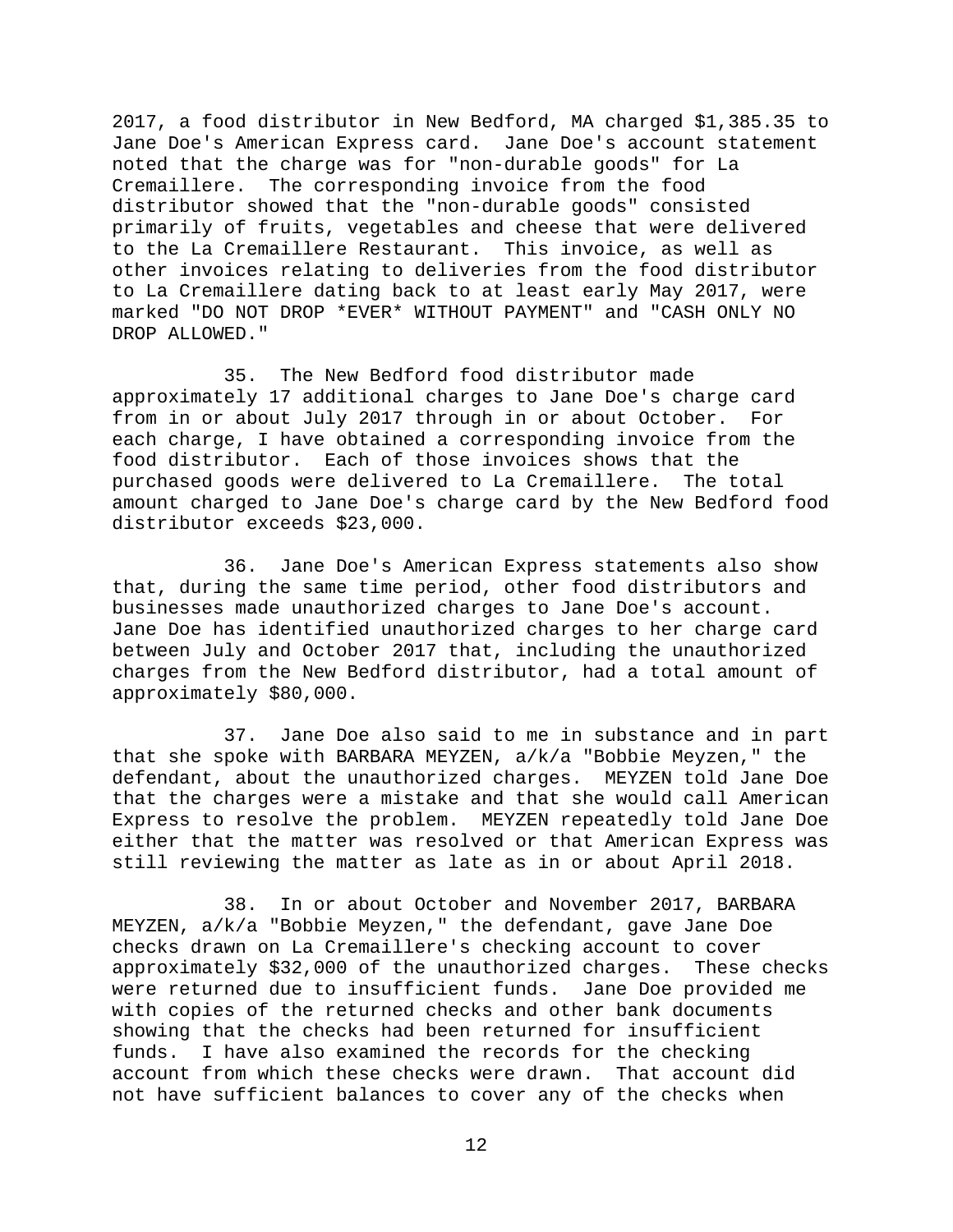2017, a food distributor in New Bedford, MA charged $1,385.35 to Jane Doe's American Express card. Jane Doe's account statement noted that the charge was for "non-durable goods" for La Cremaillere. The corresponding invoice from the food distributor showed that the "non-durable goods" consisted primarily of fruits, vegetables and cheese that were delivered to the La Cremaillere Restaurant. This invoice, as well as other invoices relating to deliveries from the food distributor to La Cremaillere dating back to at least early May 2017, were marked "DO NOT DROP *EVER* WITHOUT PAYMENT" and "CASH ONLY NO DROP ALLOWED."

35. The New Bedford food distributor made approximately 17 additional charges to Jane Doe's charge card from in or about July 2017 through in or about October. For each charge, I have obtained a corresponding invoice from the food distributor. Each of those invoices shows that the purchased goods were delivered to La Cremaillere. The total amount charged to Jane Doe's charge card by the New Bedford food distributor exceeds $23,000.

36. Jane Doe's American Express statements also show that, during the same time period, other food distributors and businesses made unauthorized charges to Jane Doe's account. Jane Doe has identified unauthorized charges to her charge card between July and October 2017 that, including the unauthorized charges from the New Bedford distributor, had a total amount of approximately $80,000.

37. Jane Doe also said to me in substance and in part that she spoke with BARBARA MEYZEN, a/k/a "Bobbie Meyzen," the defendant, about the unauthorized charges. MEYZEN told Jane Doe that the charges were a mistake and that she would call American Express to resolve the problem. MEYZEN repeatedly told Jane Doe either that the matter was resolved or that American Express was still reviewing the matter as late as in or about April 2018.

38. In or about October and November 2017, BARBARA MEYZEN, a/k/a "Bobbie Meyzen," the defendant, gave Jane Doe checks drawn on La Cremaillere's checking account to cover approximately $32,000 of the unauthorized charges. These checks were returned due to insufficient funds. Jane Doe provided me with copies of the returned checks and other bank documents showing that the checks had been returned for insufficient funds. I have also examined the records for the checking account from which these checks were drawn. That account did not have sufficient balances to cover any of the checks when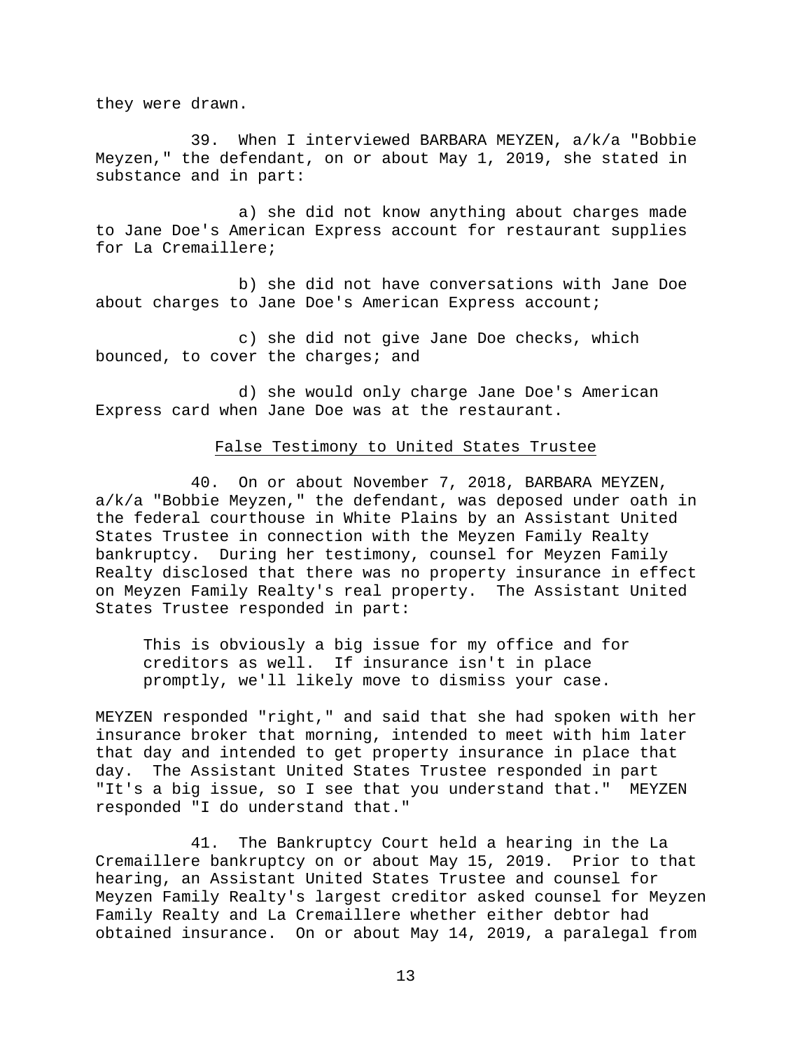they were drawn.

39. When I interviewed BARBARA MEYZEN, a/k/a "Bobbie Meyzen," the defendant, on or about May 1, 2019, she stated in substance and in part:

a) she did not know anything about charges made to Jane Doe's American Express account for restaurant supplies for La Cremaillere;

b) she did not have conversations with Jane Doe about charges to Jane Doe's American Express account;

c) she did not give Jane Doe checks, which bounced, to cover the charges; and

d) she would only charge Jane Doe's American Express card when Jane Doe was at the restaurant.

<u>False Testimony to United States Trustee</u>

40. On or about November 7, 2018, BARBARA MEYZEN, a/k/a "Bobbie Meyzen," the defendant, was deposed under oath in the federal courthouse in White Plains by an Assistant United States Trustee in connection with the Meyzen Family Realty bankruptcy. During her testimony, counsel for Meyzen Family Realty disclosed that there was no property insurance in effect on Meyzen Family Realty's real property. The Assistant United States Trustee responded in part:

> This is obviously a big issue for my office and for creditors as well. If insurance isn't in place promptly, we'll likely move to dismiss your case.

MEYZEN responded "right," and said that she had spoken with her insurance broker that morning, intended to meet with him later that day and intended to get property insurance in place that day. The Assistant United States Trustee responded in part "It's a big issue, so I see that you understand that." MEYZEN responded "I do understand that."

41. The Bankruptcy Court held a hearing in the La Cremaillere bankruptcy on or about May 15, 2019. Prior to that hearing, an Assistant United States Trustee and counsel for Meyzen Family Realty's largest creditor asked counsel for Meyzen Family Realty and La Cremaillere whether either debtor had obtained insurance. On or about May 14, 2019, a paralegal from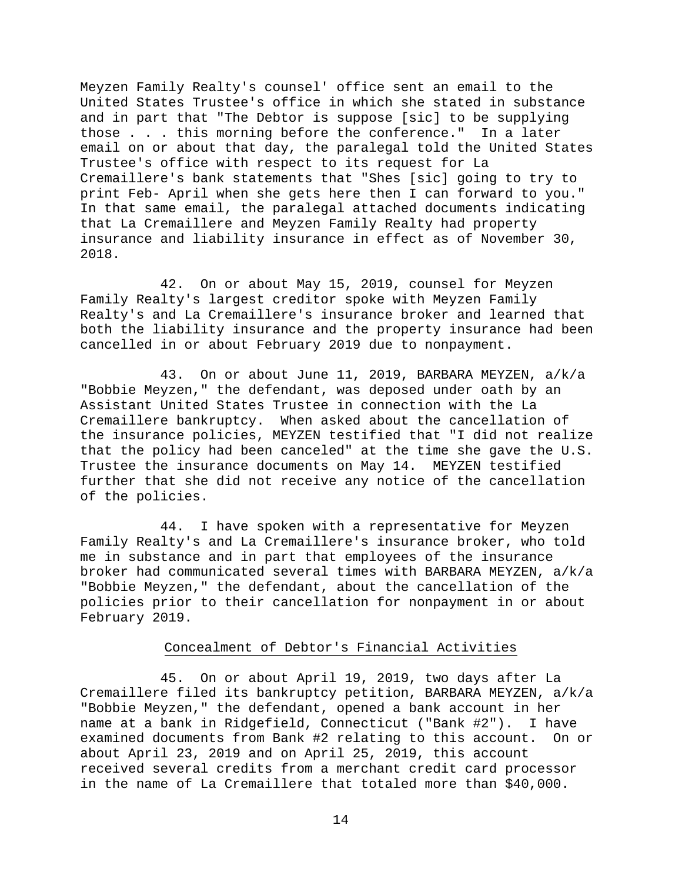Meyzen Family Realty's counsel' office sent an email to the United States Trustee's office in which she stated in substance and in part that "The Debtor is suppose [sic] to be supplying those . . . this morning before the conference." In a later email on or about that day, the paralegal told the United States Trustee's office with respect to its request for La Cremaillere's bank statements that "Shes [sic] going to try to print Feb- April when she gets here then I can forward to you." In that same email, the paralegal attached documents indicating that La Cremaillere and Meyzen Family Realty had property insurance and liability insurance in effect as of November 30, 2018.

42. On or about May 15, 2019, counsel for Meyzen Family Realty's largest creditor spoke with Meyzen Family Realty's and La Cremaillere's insurance broker and learned that both the liability insurance and the property insurance had been cancelled in or about February 2019 due to nonpayment.

43. On or about June 11, 2019, BARBARA MEYZEN, a/k/a "Bobbie Meyzen," the defendant, was deposed under oath by an Assistant United States Trustee in connection with the La Cremaillere bankruptcy. When asked about the cancellation of the insurance policies, MEYZEN testified that "I did not realize that the policy had been canceled" at the time she gave the U.S. Trustee the insurance documents on May 14. MEYZEN testified further that she did not receive any notice of the cancellation of the policies.

44. I have spoken with a representative for Meyzen Family Realty's and La Cremaillere's insurance broker, who told me in substance and in part that employees of the insurance broker had communicated several times with BARBARA MEYZEN, a/k/a "Bobbie Meyzen," the defendant, about the cancellation of the policies prior to their cancellation for nonpayment in or about February 2019.

<u>Concealment of Debtor's Financial Activities</u>

45. On or about April 19, 2019, two days after La Cremaillere filed its bankruptcy petition, BARBARA MEYZEN, a/k/a "Bobbie Meyzen," the defendant, opened a bank account in her name at a bank in Ridgefield, Connecticut ("Bank #2"). I have examined documents from Bank #2 relating to this account. On or about April 23, 2019 and on April 25, 2019, this account received several credits from a merchant credit card processor in the name of La Cremaillere that totaled more than $40,000.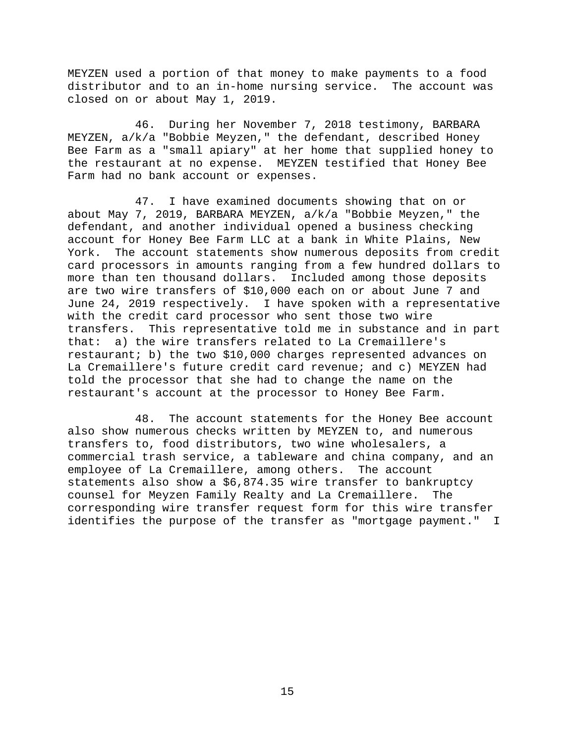MEYZEN used a portion of that money to make payments to a food distributor and to an in-home nursing service. The account was closed on or about May 1, 2019.

46. During her November 7, 2018 testimony, BARBARA MEYZEN, a/k/a "Bobbie Meyzen," the defendant, described Honey Bee Farm as a "small apiary" at her home that supplied honey to the restaurant at no expense. MEYZEN testified that Honey Bee Farm had no bank account or expenses.

47. I have examined documents showing that on or about May 7, 2019, BARBARA MEYZEN, a/k/a "Bobbie Meyzen," the defendant, and another individual opened a business checking account for Honey Bee Farm LLC at a bank in White Plains, New York. The account statements show numerous deposits from credit card processors in amounts ranging from a few hundred dollars to more than ten thousand dollars. Included among those deposits are two wire transfers of $10,000 each on or about June 7 and June 24, 2019 respectively. I have spoken with a representative with the credit card processor who sent those two wire transfers. This representative told me in substance and in part that: a) the wire transfers related to La Cremaillere's restaurant; b) the two $10,000 charges represented advances on La Cremaillere's future credit card revenue; and c) MEYZEN had told the processor that she had to change the name on the restaurant's account at the processor to Honey Bee Farm.

48. The account statements for the Honey Bee account also show numerous checks written by MEYZEN to, and numerous transfers to, food distributors, two wine wholesalers, a commercial trash service, a tableware and china company, and an employee of La Cremaillere, among others. The account statements also show a $6,874.35 wire transfer to bankruptcy counsel for Meyzen Family Realty and La Cremaillere. The corresponding wire transfer request form for this wire transfer identifies the purpose of the transfer as "mortgage payment." I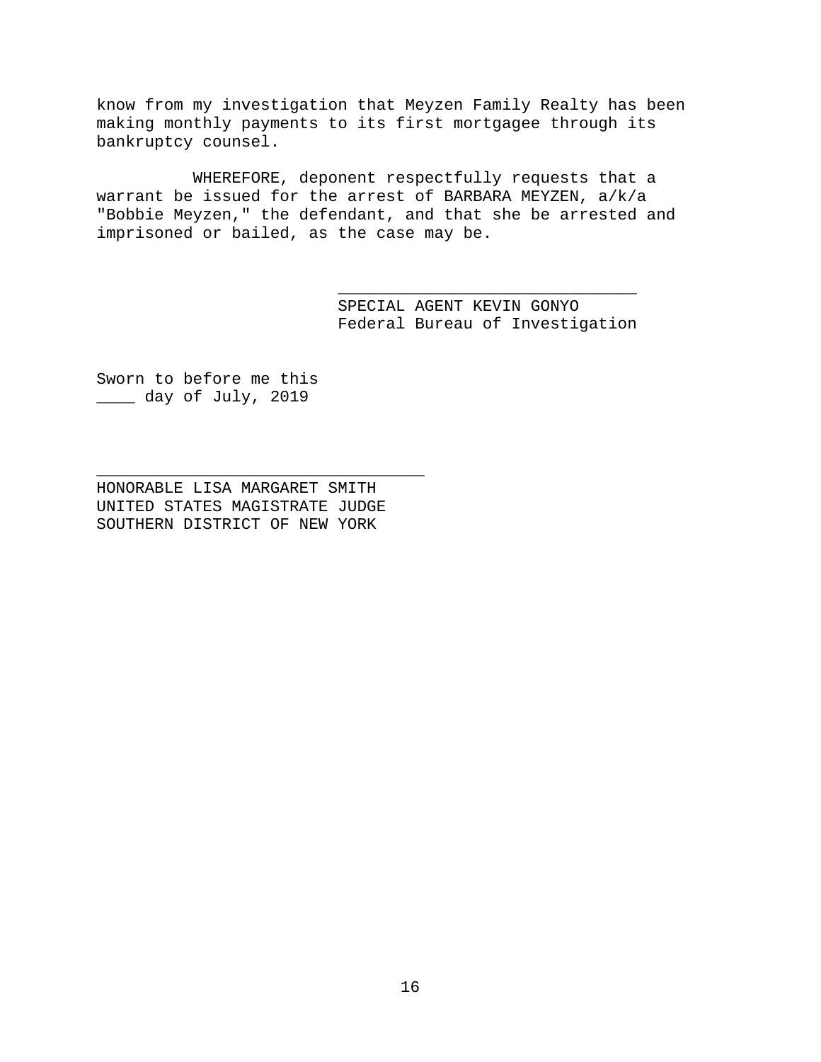know from my investigation that Meyzen Family Realty has been making monthly payments to its first mortgagee through its bankruptcy counsel.

WHEREFORE, deponent respectfully requests that a warrant be issued for the arrest of BARBARA MEYZEN, a/k/a "Bobbie Meyzen," the defendant, and that she be arrested and imprisoned or bailed, as the case may be.

_______________________________
SPECIAL AGENT KEVIN GONYO
Federal Bureau of Investigation

Sworn to before me this
____ day of July, 2019

__________________________________
HONORABLE LISA MARGARET SMITH
UNITED STATES MAGISTRATE JUDGE
SOUTHERN DISTRICT OF NEW YORK